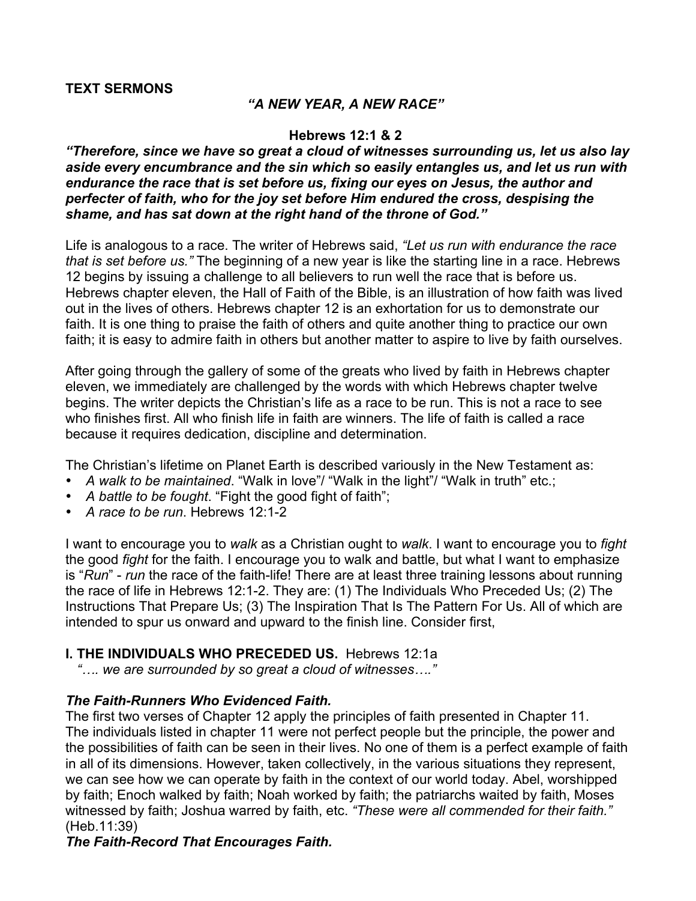**TEXT SERMONS**

## *"A NEW YEAR, A NEW RACE"*

**Hebrews 12:1 & 2**

***"Therefore, since we have so great a cloud of witnesses surrounding us, let us also lay aside every encumbrance and the sin which so easily entangles us, and let us run with endurance the race that is set before us, fixing our eyes on Jesus, the author and perfecter of faith, who for the joy set before Him endured the cross, despising the shame, and has sat down at the right hand of the throne of God."***

Life is analogous to a race. The writer of Hebrews said, *"Let us run with endurance the race that is set before us."* The beginning of a new year is like the starting line in a race. Hebrews 12 begins by issuing a challenge to all believers to run well the race that is before us. Hebrews chapter eleven, the Hall of Faith of the Bible, is an illustration of how faith was lived out in the lives of others. Hebrews chapter 12 is an exhortation for us to demonstrate our faith. It is one thing to praise the faith of others and quite another thing to practice our own faith; it is easy to admire faith in others but another matter to aspire to live by faith ourselves.

After going through the gallery of some of the greats who lived by faith in Hebrews chapter eleven, we immediately are challenged by the words with which Hebrews chapter twelve begins. The writer depicts the Christian's life as a race to be run. This is not a race to see who finishes first. All who finish life in faith are winners. The life of faith is called a race because it requires dedication, discipline and determination.

The Christian's lifetime on Planet Earth is described variously in the New Testament as:

- *A walk to be maintained*. "Walk in love"/ "Walk in the light"/ "Walk in truth" etc.;
- *A battle to be fought*. "Fight the good fight of faith";
- *A race to be run*. Hebrews 12:1-2

I want to encourage you to *walk* as a Christian ought to *walk*. I want to encourage you to *fight* the good *fight* for the faith. I encourage you to walk and battle, but what I want to emphasize is "*Run*" - *run* the race of the faith-life! There are at least three training lessons about running the race of life in Hebrews 12:1-2. They are: (1) The Individuals Who Preceded Us; (2) The Instructions That Prepare Us; (3) The Inspiration That Is The Pattern For Us. All of which are intended to spur us onward and upward to the finish line. Consider first,

### I. THE INDIVIDUALS WHO PRECEDED US. Hebrews 12:1a

*"…. we are surrounded by so great a cloud of witnesses…."*

***The Faith-Runners Who Evidenced Faith.***

The first two verses of Chapter 12 apply the principles of faith presented in Chapter 11. The individuals listed in chapter 11 were not perfect people but the principle, the power and the possibilities of faith can be seen in their lives. No one of them is a perfect example of faith in all of its dimensions. However, taken collectively, in the various situations they represent, we can see how we can operate by faith in the context of our world today. Abel, worshipped by faith; Enoch walked by faith; Noah worked by faith; the patriarchs waited by faith, Moses witnessed by faith; Joshua warred by faith, etc. *"These were all commended for their faith."* (Heb.11:39)

***The Faith-Record That Encourages Faith.***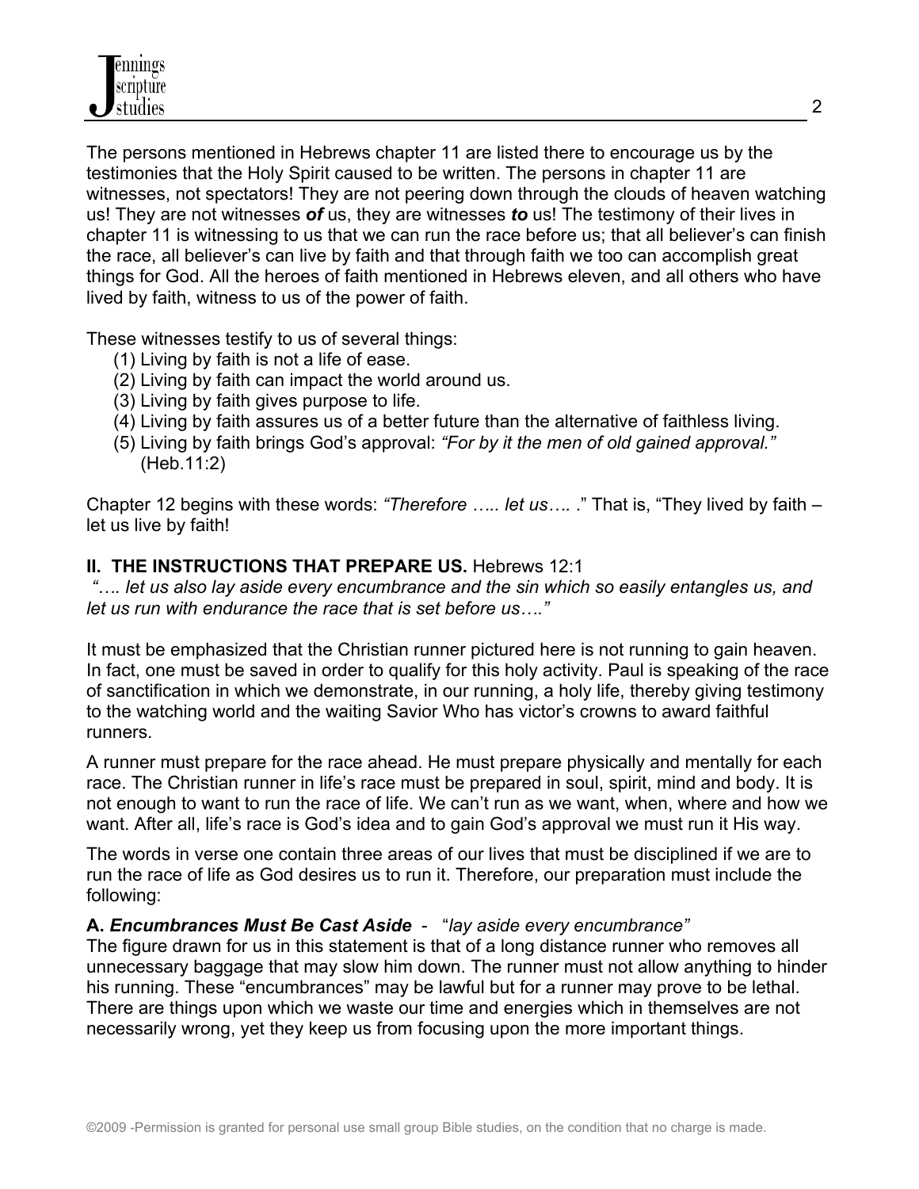The persons mentioned in Hebrews chapter 11 are listed there to encourage us by the testimonies that the Holy Spirit caused to be written. The persons in chapter 11 are witnesses, not spectators! They are not peering down through the clouds of heaven watching us! They are not witnesses ***of*** us, they are witnesses ***to*** us! The testimony of their lives in chapter 11 is witnessing to us that we can run the race before us; that all believer's can finish the race, all believer's can live by faith and that through faith we too can accomplish great things for God. All the heroes of faith mentioned in Hebrews eleven, and all others who have lived by faith, witness to us of the power of faith.

These witnesses testify to us of several things:

(1) Living by faith is not a life of ease.
(2) Living by faith can impact the world around us.
(3) Living by faith gives purpose to life.
(4) Living by faith assures us of a better future than the alternative of faithless living.
(5) Living by faith brings God's approval: *"For by it the men of old gained approval."* (Heb.11:2)

Chapter 12 begins with these words: *"Therefore ….. let us….* ." That is, "They lived by faith – let us live by faith!

**II. THE INSTRUCTIONS THAT PREPARE US.** Hebrews 12:1

*"…. let us also lay aside every encumbrance and the sin which so easily entangles us, and let us run with endurance the race that is set before us…."*

It must be emphasized that the Christian runner pictured here is not running to gain heaven. In fact, one must be saved in order to qualify for this holy activity. Paul is speaking of the race of sanctification in which we demonstrate, in our running, a holy life, thereby giving testimony to the watching world and the waiting Savior Who has victor's crowns to award faithful runners.

A runner must prepare for the race ahead. He must prepare physically and mentally for each race. The Christian runner in life's race must be prepared in soul, spirit, mind and body. It is not enough to want to run the race of life. We can't run as we want, when, where and how we want. After all, life's race is God's idea and to gain God's approval we must run it His way.

The words in verse one contain three areas of our lives that must be disciplined if we are to run the race of life as God desires us to run it. Therefore, our preparation must include the following:

**A. *Encumbrances Must Be Cast Aside*** - "*lay aside every encumbrance"*

The figure drawn for us in this statement is that of a long distance runner who removes all unnecessary baggage that may slow him down. The runner must not allow anything to hinder his running. These "encumbrances" may be lawful but for a runner may prove to be lethal. There are things upon which we waste our time and energies which in themselves are not necessarily wrong, yet they keep us from focusing upon the more important things.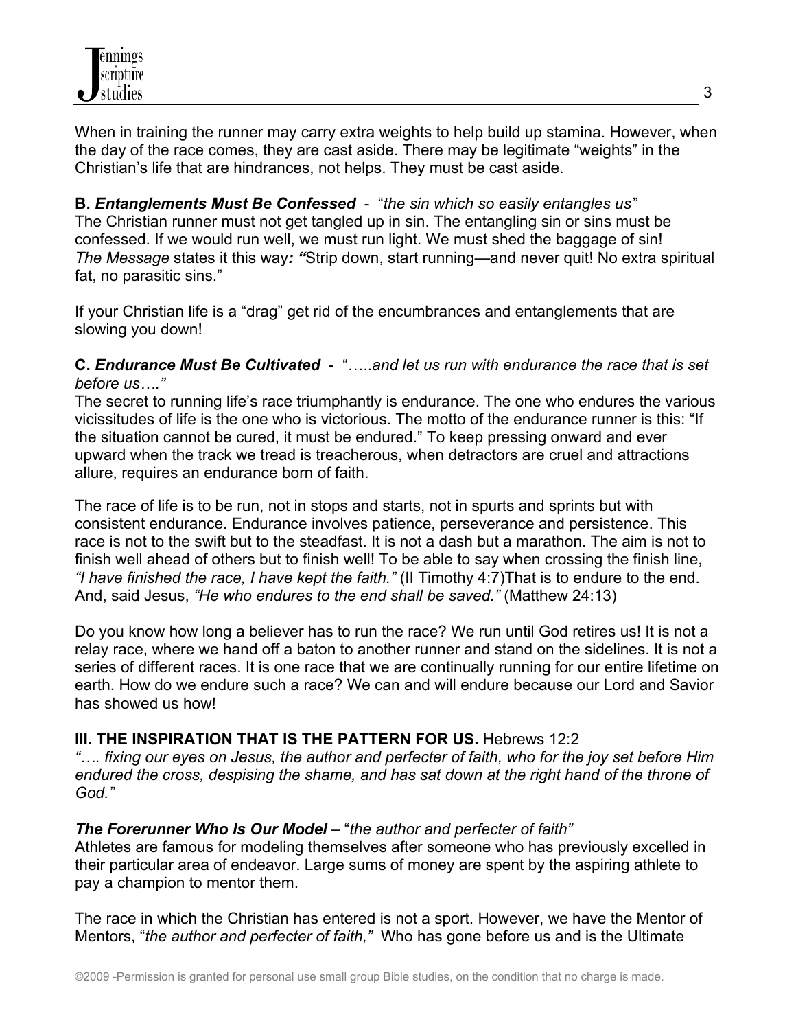When in training the runner may carry extra weights to help build up stamina. However, when the day of the race comes, they are cast aside. There may be legitimate "weights" in the Christian's life that are hindrances, not helps. They must be cast aside.

**B. *Entanglements Must Be Confessed*** - "*the sin which so easily entangles us"*
The Christian runner must not get tangled up in sin. The entangling sin or sins must be confessed. If we would run well, we must run light. We must shed the baggage of sin!
*The Message* states it this way***: "***Strip down, start running—and never quit! No extra spiritual fat, no parasitic sins."

If your Christian life is a "drag" get rid of the encumbrances and entanglements that are slowing you down!

**C. *Endurance Must Be Cultivated*** - "…..*and let us run with endurance the race that is set before us…."*
The secret to running life's race triumphantly is endurance. The one who endures the various vicissitudes of life is the one who is victorious. The motto of the endurance runner is this: "If the situation cannot be cured, it must be endured." To keep pressing onward and ever upward when the track we tread is treacherous, when detractors are cruel and attractions allure, requires an endurance born of faith.

The race of life is to be run, not in stops and starts, not in spurts and sprints but with consistent endurance. Endurance involves patience, perseverance and persistence. This race is not to the swift but to the steadfast. It is not a dash but a marathon. The aim is not to finish well ahead of others but to finish well! To be able to say when crossing the finish line, *"I have finished the race, I have kept the faith."* (II Timothy 4:7)That is to endure to the end. And, said Jesus, *"He who endures to the end shall be saved."* (Matthew 24:13)

Do you know how long a believer has to run the race? We run until God retires us! It is not a relay race, where we hand off a baton to another runner and stand on the sidelines. It is not a series of different races. It is one race that we are continually running for our entire lifetime on earth. How do we endure such a race? We can and will endure because our Lord and Savior has showed us how!

**III. THE INSPIRATION THAT IS THE PATTERN FOR US.** Hebrews 12:2
*"…. fixing our eyes on Jesus, the author and perfecter of faith, who for the joy set before Him endured the cross, despising the shame, and has sat down at the right hand of the throne of God."*

***The Forerunner Who Is Our Model*** – "*the author and perfecter of faith"*
Athletes are famous for modeling themselves after someone who has previously excelled in their particular area of endeavor. Large sums of money are spent by the aspiring athlete to pay a champion to mentor them.

The race in which the Christian has entered is not a sport. However, we have the Mentor of Mentors, "*the author and perfecter of faith,"* Who has gone before us and is the Ultimate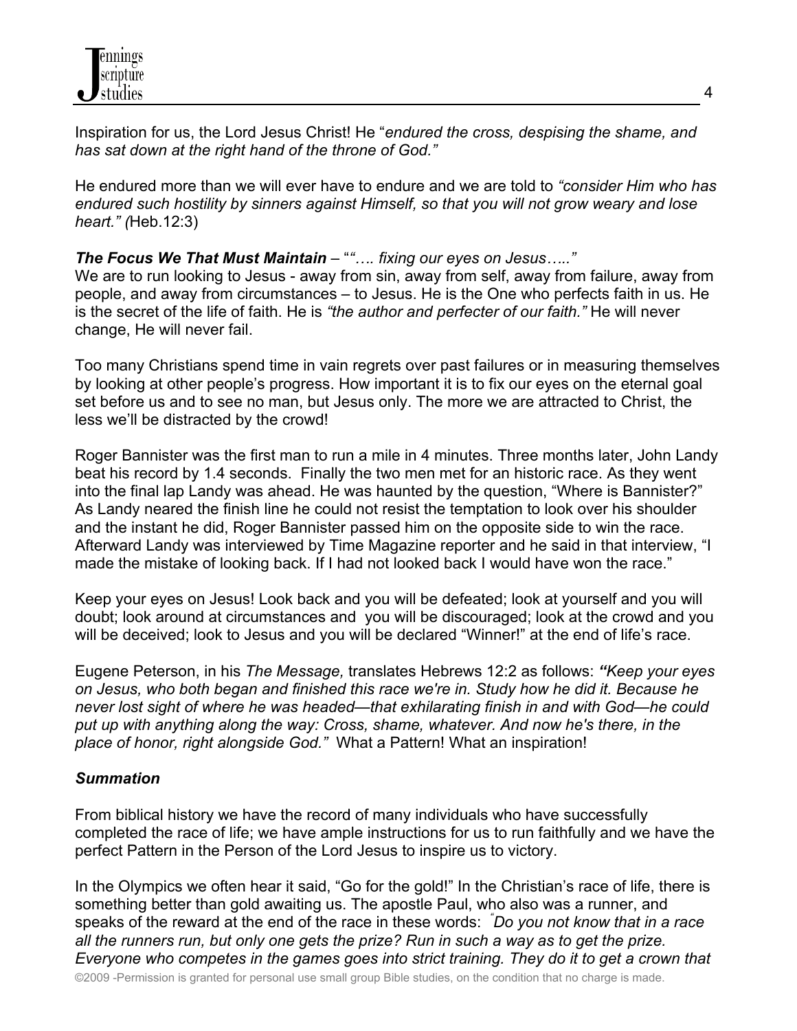Inspiration for us, the Lord Jesus Christ! He "*endured the cross, despising the shame, and has sat down at the right hand of the throne of God."*

He endured more than we will ever have to endure and we are told to *"consider Him who has endured such hostility by sinners against Himself, so that you will not grow weary and lose heart." (*Heb.12:3)

***The Focus We That Must Maintain*** – "*"…. fixing our eyes on Jesus….."*
We are to run looking to Jesus - away from sin, away from self, away from failure, away from people, and away from circumstances – to Jesus. He is the One who perfects faith in us. He is the secret of the life of faith. He is *"the author and perfecter of our faith."* He will never change, He will never fail.

Too many Christians spend time in vain regrets over past failures or in measuring themselves by looking at other people's progress. How important it is to fix our eyes on the eternal goal set before us and to see no man, but Jesus only. The more we are attracted to Christ, the less we'll be distracted by the crowd!

Roger Bannister was the first man to run a mile in 4 minutes. Three months later, John Landy beat his record by 1.4 seconds. Finally the two men met for an historic race. As they went into the final lap Landy was ahead. He was haunted by the question, "Where is Bannister?" As Landy neared the finish line he could not resist the temptation to look over his shoulder and the instant he did, Roger Bannister passed him on the opposite side to win the race. Afterward Landy was interviewed by Time Magazine reporter and he said in that interview, "I made the mistake of looking back. If I had not looked back I would have won the race."

Keep your eyes on Jesus! Look back and you will be defeated; look at yourself and you will doubt; look around at circumstances and you will be discouraged; look at the crowd and you will be deceived; look to Jesus and you will be declared "Winner!" at the end of life's race.

Eugene Peterson, in his *The Message,* translates Hebrews 12:2 as follows: ***"****Keep your eyes on Jesus, who both began and finished this race we're in. Study how he did it. Because he never lost sight of where he was headed—that exhilarating finish in and with God—he could put up with anything along the way: Cross, shame, whatever. And now he's there, in the place of honor, right alongside God."* What a Pattern! What an inspiration!

***Summation***

From biblical history we have the record of many individuals who have successfully completed the race of life; we have ample instructions for us to run faithfully and we have the perfect Pattern in the Person of the Lord Jesus to inspire us to victory.

In the Olympics we often hear it said, "Go for the gold!" In the Christian's race of life, there is something better than gold awaiting us. The apostle Paul, who also was a runner, and speaks of the reward at the end of the race in these words: *"Do you not know that in a race all the runners run, but only one gets the prize? Run in such a way as to get the prize. Everyone who competes in the games goes into strict training. They do it to get a crown that*

©2009 -Permission is granted for personal use small group Bible studies, on the condition that no charge is made.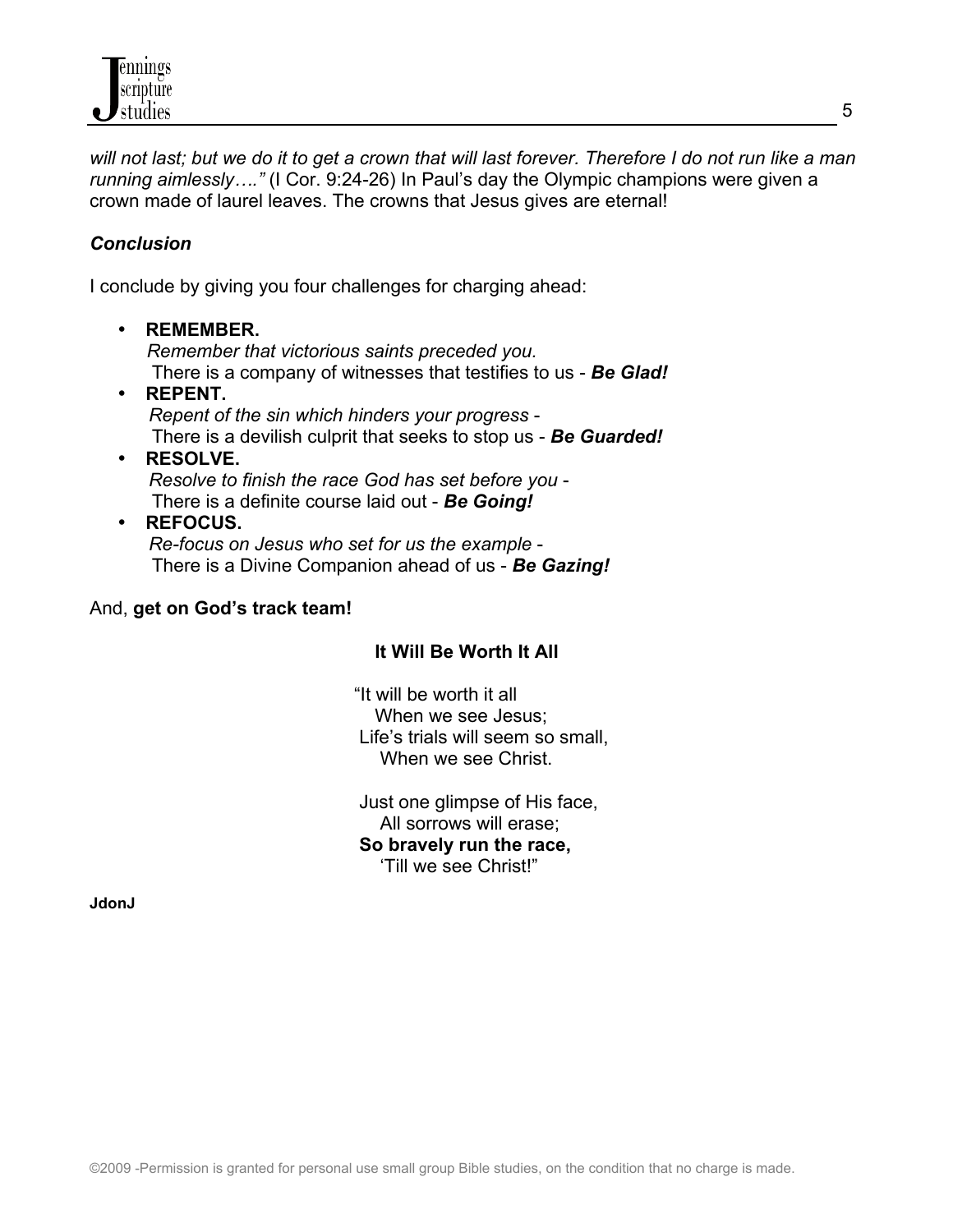*will not last; but we do it to get a crown that will last forever. Therefore I do not run like a man running aimlessly…."* (I Cor. 9:24-26) In Paul's day the Olympic champions were given a crown made of laurel leaves. The crowns that Jesus gives are eternal!

### *Conclusion*

I conclude by giving you four challenges for charging ahead:

- **REMEMBER.**
  *Remember that victorious saints preceded you.*
  There is a company of witnesses that testifies to us - ***Be Glad!***
- **REPENT.**
  *Repent of the sin which hinders your progress* -
  There is a devilish culprit that seeks to stop us - ***Be Guarded!***
- **RESOLVE.**
  *Resolve to finish the race God has set before you* -
  There is a definite course laid out - ***Be Going!***
- **REFOCUS.**
  *Re-focus on Jesus who set for us the example* -
  There is a Divine Companion ahead of us - ***Be Gazing!***

And, **get on God's track team!**

**It Will Be Worth It All**

"It will be worth it all
When we see Jesus;
Life's trials will seem so small,
When we see Christ.

Just one glimpse of His face,
All sorrows will erase;
**So bravely run the race,**
'Till we see Christ!"

**JdonJ**

©2009 -Permission is granted for personal use small group Bible studies, on the condition that no charge is made.